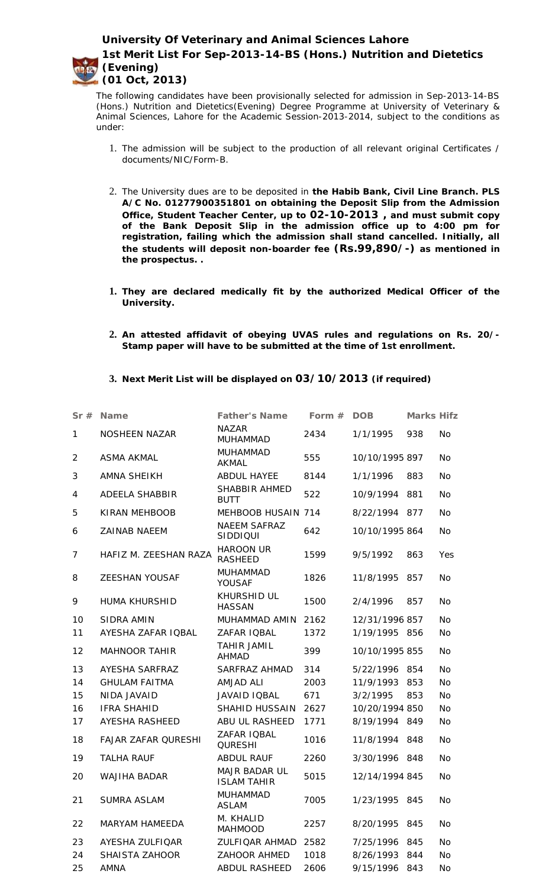## University Of Veterinary and Animal Sciences Lahore

## 1st Merit List For Sep-2013-14-BS (Hons.) Nutrition and Dietetics (Evening)

## (01 Oct, 2013)

The following candidates have been provisionally selected for admission in Sep-2013-14-BS (Hons.) Nutrition and Dietetics(Evening) Degree Programme at University of Veterinary & Animal Sciences, Lahore for the Academic Session-2013-2014, subject to the conditions as under:

1. The admission will be subject to the production of all relevant original Certificates / documents/NIC/Form-B.
2. The University dues are to be deposited in **the Habib Bank, Civil Line Branch. PLS A/C No. 01277900351801 on obtaining the Deposit Slip from the Admission Office, Student Teacher Center, up to 02-10-2013 , and must submit copy of the Bank Deposit Slip in the admission office up to 4:00 pm for registration, failing which the admission shall stand cancelled. Initially, all the students will deposit non-boarder fee (Rs.99,890/-) as mentioned in the prospectus. .**

1. **They are declared medically fit by the authorized Medical Officer of the University.**
2. **An attested affidavit of obeying UVAS rules and regulations on Rs. 20/- Stamp paper will have to be submitted at the time of 1st enrollment.**
3. **Next Merit List will be displayed on 03/10/2013 (if required)**

| Sr # | Name | Father's Name | Form # | DOB | Marks | Hifz |
|---|---|---|---|---|---|---|
| 1 | NOSHEEN NAZAR | NAZAR MUHAMMAD | 2434 | 1/1/1995 | 938 | No |
| 2 | ASMA AKMAL | MUHAMMAD AKMAL | 555 | 10/10/1995 | 897 | No |
| 3 | AMNA SHEIKH | ABDUL HAYEE | 8144 | 1/1/1996 | 883 | No |
| 4 | ADEELA SHABBIR | SHABBIR AHMED BUTT | 522 | 10/9/1994 | 881 | No |
| 5 | KIRAN MEHBOOB | MEHBOOB HUSAIN | 714 | 8/22/1994 | 877 | No |
| 6 | ZAINAB NAEEM | NAEEM SAFRAZ SIDDIQUI | 642 | 10/10/1995 | 864 | No |
| 7 | HAFIZ M. ZEESHAN RAZA | HAROON UR RASHEED | 1599 | 9/5/1992 | 863 | Yes |
| 8 | ZEESHAN YOUSAF | MUHAMMAD YOUSAF | 1826 | 11/8/1995 | 857 | No |
| 9 | HUMA KHURSHID | KHURSHID UL HASSAN | 1500 | 2/4/1996 | 857 | No |
| 10 | SIDRA AMIN | MUHAMMAD AMIN | 2162 | 12/31/1996 | 857 | No |
| 11 | AYESHA ZAFAR IQBAL | ZAFAR IQBAL | 1372 | 1/19/1995 | 856 | No |
| 12 | MAHNOOR TAHIR | TAHIR JAMIL AHMAD | 399 | 10/10/1995 | 855 | No |
| 13 | AYESHA SARFRAZ | SARFRAZ AHMAD | 314 | 5/22/1996 | 854 | No |
| 14 | GHULAM FAITMA | AMJAD ALI | 2003 | 11/9/1993 | 853 | No |
| 15 | NIDA JAVAID | JAVAID IQBAL | 671 | 3/2/1995 | 853 | No |
| 16 | IFRA SHAHID | SHAHID HUSSAIN | 2627 | 10/20/1994 | 850 | No |
| 17 | AYESHA RASHEED | ABU UL RASHEED | 1771 | 8/19/1994 | 849 | No |
| 18 | FAJAR ZAFAR QURESHI | ZAFAR IQBAL QURESHI | 1016 | 11/8/1994 | 848 | No |
| 19 | TALHA RAUF | ABDUL RAUF | 2260 | 3/30/1996 | 848 | No |
| 20 | WAJIHA BADAR | MAJR BADAR UL ISLAM TAHIR | 5015 | 12/14/1994 | 845 | No |
| 21 | SUMRA ASLAM | MUHAMMAD ASLAM | 7005 | 1/23/1995 | 845 | No |
| 22 | MARYAM HAMEEDA | M. KHALID MAHMOOD | 2257 | 8/20/1995 | 845 | No |
| 23 | AYESHA ZULFIQAR | ZULFIQAR AHMAD | 2582 | 7/25/1996 | 845 | No |
| 24 | SHAISTA ZAHOOR | ZAHOOR AHMED | 1018 | 8/26/1993 | 844 | No |
| 25 | AMNA | ABDUL RASHEED | 2606 | 9/15/1996 | 843 | No |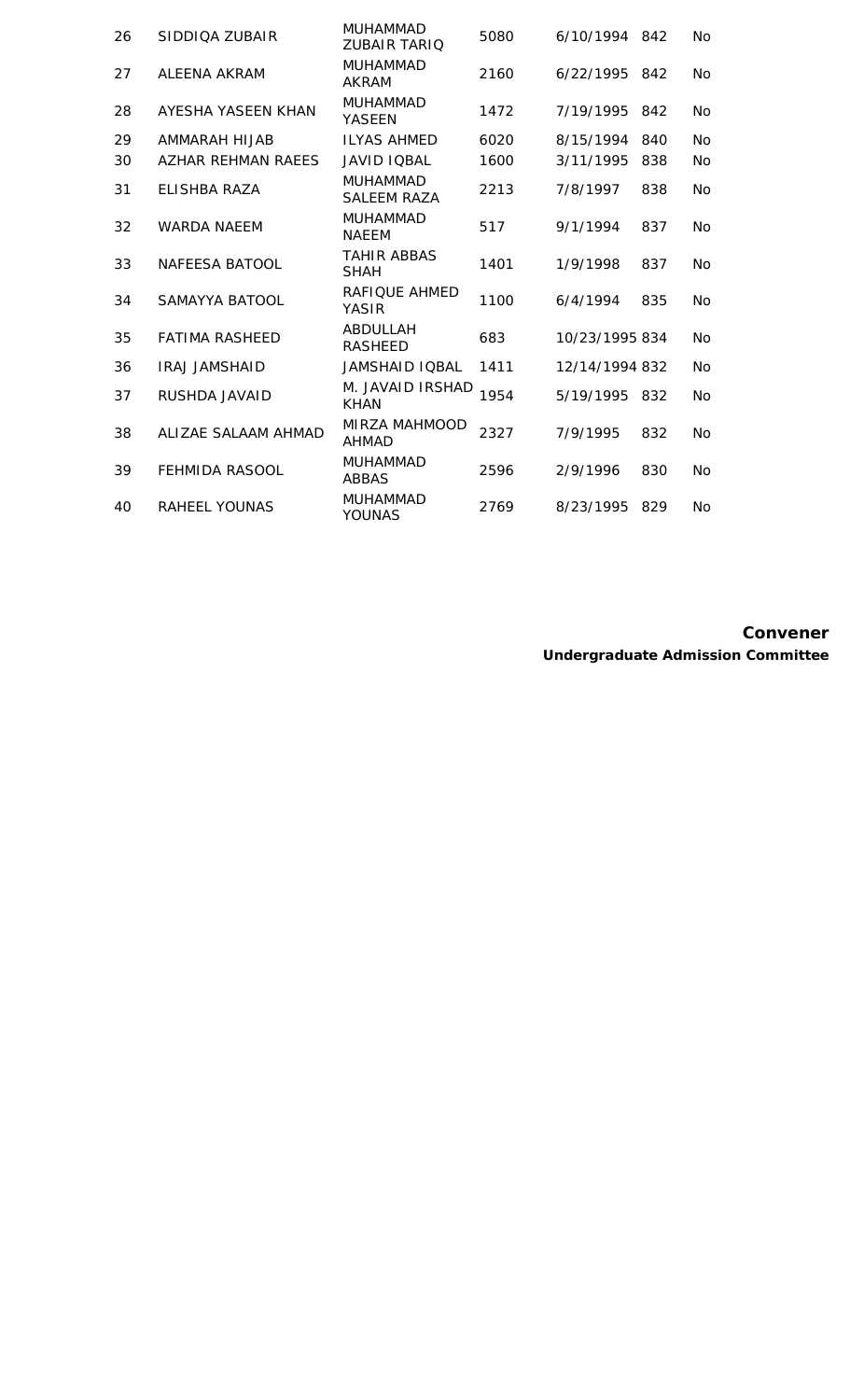| | | | | | | |
|---|---|---|---|---|---|---|
| 26 | SIDDIQA ZUBAIR | MUHAMMAD ZUBAIR TARIQ | 5080 | 6/10/1994 | 842 | No |
| 27 | ALEENA AKRAM | MUHAMMAD AKRAM | 2160 | 6/22/1995 | 842 | No |
| 28 | AYESHA YASEEN KHAN | MUHAMMAD YASEEN | 1472 | 7/19/1995 | 842 | No |
| 29 | AMMARAH HIJAB | ILYAS AHMED | 6020 | 8/15/1994 | 840 | No |
| 30 | AZHAR REHMAN RAEES | JAVID IQBAL | 1600 | 3/11/1995 | 838 | No |
| 31 | ELISHBA RAZA | MUHAMMAD SALEEM RAZA | 2213 | 7/8/1997 | 838 | No |
| 32 | WARDA NAEEM | MUHAMMAD NAEEM | 517 | 9/1/1994 | 837 | No |
| 33 | NAFEESA BATOOL | TAHIR ABBAS SHAH | 1401 | 1/9/1998 | 837 | No |
| 34 | SAMAYYA BATOOL | RAFIQUE AHMED YASIR | 1100 | 6/4/1994 | 835 | No |
| 35 | FATIMA RASHEED | ABDULLAH RASHEED | 683 | 10/23/1995 | 834 | No |
| 36 | IRAJ JAMSHAID | JAMSHAID IQBAL | 1411 | 12/14/1994 | 832 | No |
| 37 | RUSHDA JAVAID | M. JAVAID IRSHAD KHAN | 1954 | 5/19/1995 | 832 | No |
| 38 | ALIZAE SALAAM AHMAD | MIRZA MAHMOOD AHMAD | 2327 | 7/9/1995 | 832 | No |
| 39 | FEHMIDA RASOOL | MUHAMMAD ABBAS | 2596 | 2/9/1996 | 830 | No |
| 40 | RAHEEL YOUNAS | MUHAMMAD YOUNAS | 2769 | 8/23/1995 | 829 | No |

**Convener**
**Undergraduate Admission Committee**